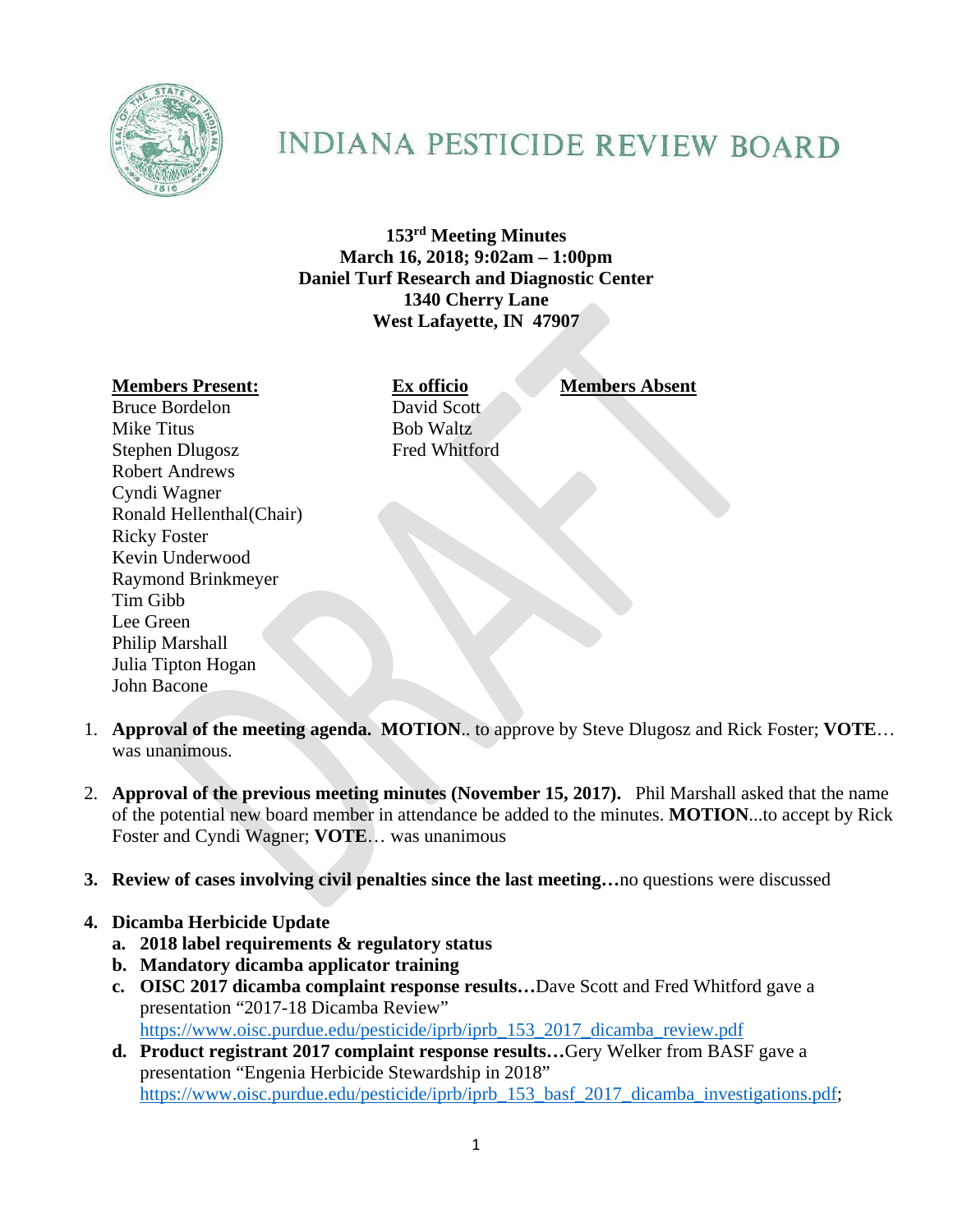# INDIANA PESTICIDE REVIEW BOARD

**153rd Meeting Minutes**
**March 16, 2018; 9:02am – 1:00pm**
**Daniel Turf Research and Diagnostic Center**
**1340 Cherry Lane**
**West Lafayette, IN 47907**

| **Members Present:** | **Ex officio** | **Members Absent** |
|---|---|---|
| Bruce Bordelon | David Scott | |
| Mike Titus | Bob Waltz | |
| Stephen Dlugosz | Fred Whitford | |
| Robert Andrews | | |
| Cyndi Wagner | | |
| Ronald Hellenthal(Chair) | | |
| Ricky Foster | | |
| Kevin Underwood | | |
| Raymond Brinkmeyer | | |
| Tim Gibb | | |
| Lee Green | | |
| Philip Marshall | | |
| Julia Tipton Hogan | | |
| John Bacone | | |

1. **Approval of the meeting agenda. MOTION**.. to approve by Steve Dlugosz and Rick Foster; **VOTE**… was unanimous.

2. **Approval of the previous meeting minutes (November 15, 2017).** Phil Marshall asked that the name of the potential new board member in attendance be added to the minutes. **MOTION**...to accept by Rick Foster and Cyndi Wagner; **VOTE**… was unanimous

3. **Review of cases involving civil penalties since the last meeting…**no questions were discussed

4. **Dicamba Herbicide Update**
   a. **2018 label requirements & regulatory status**
   b. **Mandatory dicamba applicator training**
   c. **OISC 2017 dicamba complaint response results…**Dave Scott and Fred Whitford gave a presentation "2017-18 Dicamba Review" https://www.oisc.purdue.edu/pesticide/iprb/iprb_153_2017_dicamba_review.pdf
   d. **Product registrant 2017 complaint response results…**Gery Welker from BASF gave a presentation "Engenia Herbicide Stewardship in 2018" https://www.oisc.purdue.edu/pesticide/iprb/iprb_153_basf_2017_dicamba_investigations.pdf;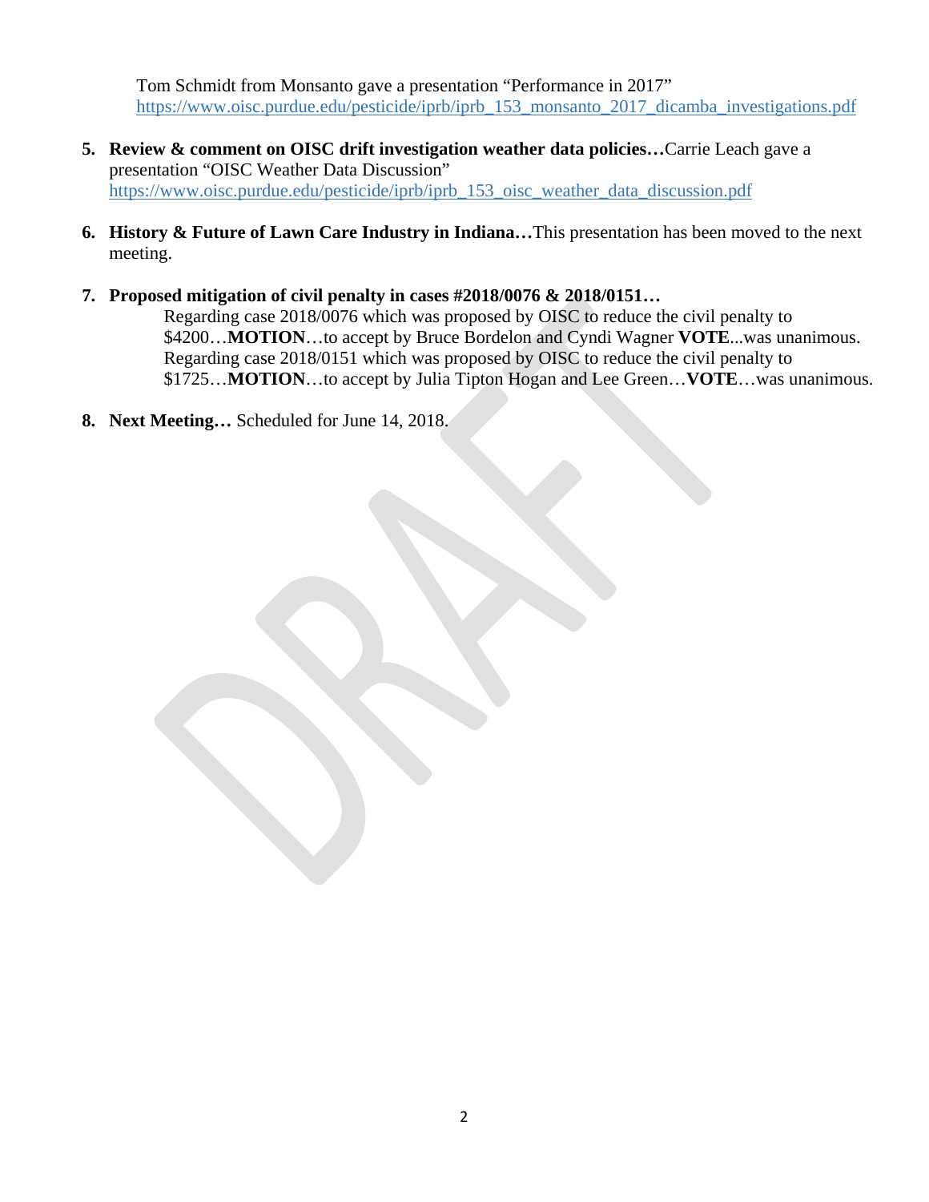Tom Schmidt from Monsanto gave a presentation "Performance in 2017"
https://www.oisc.purdue.edu/pesticide/iprb/iprb_153_monsanto_2017_dicamba_investigations.pdf

5. **Review & comment on OISC drift investigation weather data policies…**Carrie Leach gave a presentation "OISC Weather Data Discussion"
https://www.oisc.purdue.edu/pesticide/iprb/iprb_153_oisc_weather_data_discussion.pdf

6. **History & Future of Lawn Care Industry in Indiana…**This presentation has been moved to the next meeting.

7. **Proposed mitigation of civil penalty in cases #2018/0076 & 2018/0151…**
   Regarding case 2018/0076 which was proposed by OISC to reduce the civil penalty to $4200…**MOTION**…to accept by Bruce Bordelon and Cyndi Wagner **VOTE**...was unanimous.
   Regarding case 2018/0151 which was proposed by OISC to reduce the civil penalty to $1725…**MOTION**…to accept by Julia Tipton Hogan and Lee Green…**VOTE**…was unanimous.

8. **Next Meeting…** Scheduled for June 14, 2018.